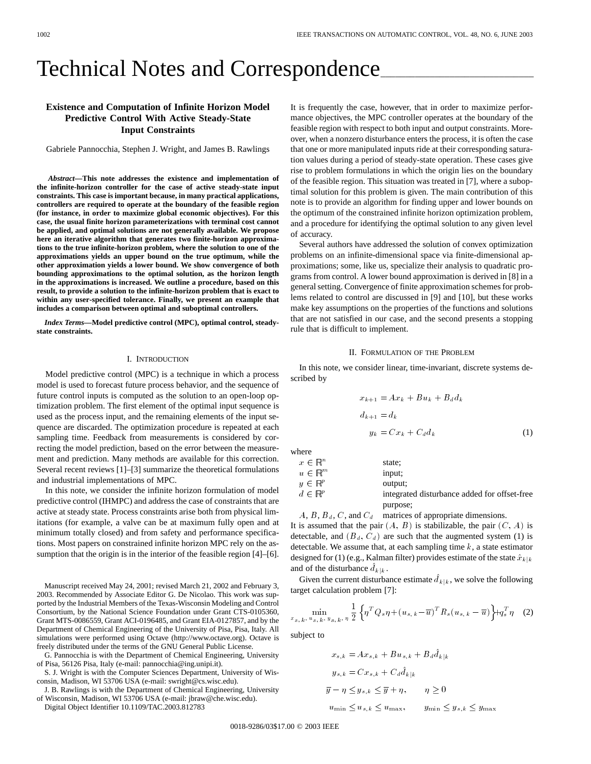# Technical Notes and Correspondence

## Existence and Computation of Infinite Horizon Model Predictive Control With Active Steady-State Input Constraints

Gabriele Pannocchia, Stephen J. Wright, and James B. Rawlings

***Abstract*—This note addresses the existence and implementation of the infinite-horizon controller for the case of active steady-state input constraints. This case is important because, in many practical applications, controllers are required to operate at the boundary of the feasible region (for instance, in order to maximize global economic objectives). For this case, the usual finite horizon parameterizations with terminal cost cannot be applied, and optimal solutions are not generally available. We propose here an iterative algorithm that generates two finite-horizon approximations to the true infinite-horizon problem, where the solution to one of the approximations yields an upper bound on the true optimum, while the other approximation yields a lower bound. We show convergence of both bounding approximations to the optimal solution, as the horizon length in the approximations is increased. We outline a procedure, based on this result, to provide a solution to the infinite-horizon problem that is exact to within any user-specified tolerance. Finally, we present an example that includes a comparison between optimal and suboptimal controllers.**

***Index Terms*—Model predictive control (MPC), optimal control, steady-state constraints.**

### I. Introduction

Model predictive control (MPC) is a technique in which a process model is used to forecast future process behavior, and the sequence of future control inputs is computed as the solution to an open-loop optimization problem. The first element of the optimal input sequence is used as the process input, and the remaining elements of the input sequence are discarded. The optimization procedure is repeated at each sampling time. Feedback from measurements is considered by correcting the model prediction, based on the error between the measurement and prediction. Many methods are available for this correction. Several recent reviews [1]–[3] summarize the theoretical formulations and industrial implementations of MPC.

In this note, we consider the infinite horizon formulation of model predictive control (IHMPC) and address the case of constraints that are active at steady state. Process constraints arise both from physical limitations (for example, a valve can be at maximum fully open and at minimum totally closed) and from safety and performance specifications. Most papers on constrained infinite horizon MPC rely on the assumption that the origin is in the interior of the feasible region [4]–[6]. It is frequently the case, however, that in order to maximize performance objectives, the MPC controller operates at the boundary of the feasible region with respect to both input and output constraints. Moreover, when a nonzero disturbance enters the process, it is often the case that one or more manipulated inputs ride at their corresponding saturation values during a period of steady-state operation. These cases give rise to problem formulations in which the origin lies on the boundary of the feasible region. This situation was treated in [7], where a suboptimal solution for this problem is given. The main contribution of this note is to provide an algorithm for finding upper and lower bounds on the optimum of the constrained infinite horizon optimization problem, and a procedure for identifying the optimal solution to any given level of accuracy.

Several authors have addressed the solution of convex optimization problems on an infinite-dimensional space via finite-dimensional approximations; some, like us, specialize their analysis to quadratic programs from control. A lower bound approximation is derived in [8] in a general setting. Convergence of finite approximation schemes for problems related to control are discussed in [9] and [10], but these works make key assumptions on the properties of the functions and solutions that are not satisfied in our case, and the second presents a stopping rule that is difficult to implement.

### II. Formulation of the Problem

In this note, we consider linear, time-invariant, discrete systems described by

$$
\begin{aligned}
x_{k+1} &= Ax_k + Bu_k + B_d d_k \\
d_{k+1} &= d_k \\
y_k &= Cx_k + C_d d_k
\end{aligned}
\tag{1}
$$

where

- $x \in \mathbb{R}^n$ state;
- $u \in \mathbb{R}^m$ input;
- $y \in \mathbb{R}^p$ output;
- $d \in \mathbb{R}^p$ integrated disturbance added for offset-free purpose;
- $A$, $B$, $B_d$, $C$, and $C_d$ matrices of appropriate dimensions.

It is assumed that the pair $(A, B)$ is stabilizable, the pair $(C, A)$ is detectable, and $(B_d, C_d)$ are such that the augmented system (1) is detectable. We assume that, at each sampling time $k$, a state estimator designed for (1) (e.g., Kalman filter) provides estimate of the state $\hat{x}_{k|k}$ and of the disturbance $\hat{d}_{k|k}$.

Given the current disturbance estimate $\hat{d}_{k|k}$, we solve the following target calculation problem [7]:

$$
\min_{x_{s,k},\, u_{s,k},\, y_{s,k},\, \eta} \frac{1}{2}\left\{\eta^T Q_s \eta + (u_{s,k} - \overline{u})^T R_s (u_{s,k} - \overline{u})\right\} + q_s^T \eta \tag{2}
$$

subject to

$$
\begin{aligned}
x_{s,k} &= Ax_{s,k} + Bu_{s,k} + B_d \hat{d}_{k|k} \\
y_{s,k} &= Cx_{s,k} + C_d \hat{d}_{k|k} \\
\overline{y} - \eta &\le y_{s,k} \le \overline{y} + \eta, \qquad \eta \ge 0 \\
u_{\min} &\le u_{s,k} \le u_{\max}, \qquad y_{\min} \le y_{s,k} \le y_{\max}
\end{aligned}
$$

Manuscript received May 24, 2001; revised March 21, 2002 and February 3, 2003. Recommended by Associate Editor G. De Nicolao. This work was supported by the Industrial Members of the Texas-Wisconsin Modeling and Control Consortium, by the National Science Foundation under Grant CTS-0105360, Grant MTS-0086559, Grant ACI-0196485, and Grant EIA-0127857, and by the Department of Chemical Engineering of the University of Pisa, Pisa, Italy. All simulations were performed using Octave (http://www.octave.org). Octave is freely distributed under the terms of the GNU General Public License.

G. Pannocchia is with the Department of Chemical Engineering, University of Pisa, 56126 Pisa, Italy (e-mail: pannocchia@ing.unipi.it).

S. J. Wright is with the Computer Sciences Department, University of Wisconsin, Madison, WI 53706 USA (e-mail: swright@cs.wisc.edu).

J. B. Rawlings is with the Department of Chemical Engineering, University of Wisconsin, Madison, WI 53706 USA (e-mail: jbraw@che.wisc.edu).

Digital Object Identifier 10.1109/TAC.2003.812783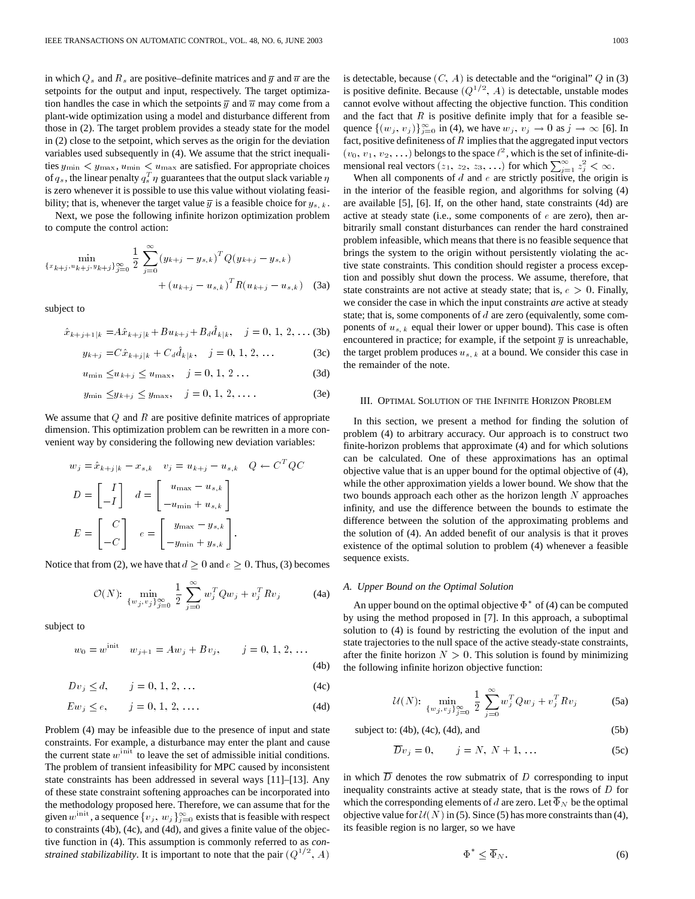in which $Q_s$ and $R_s$ are positive–definite matrices and $\overline{y}$ and $\overline{u}$ are the setpoints for the output and input, respectively. The target optimization handles the case in which the setpoints $\overline{y}$ and $\overline{u}$ may come from a plant-wide optimization using a model and disturbance different from those in (2). The target problem provides a steady state for the model in (2) close to the setpoint, which serves as the origin for the deviation variables used subsequently in (4). We assume that the strict inequalities $y_{\min} < y_{\max}$, $u_{\min} < u_{\max}$ are satisfied. For appropriate choices of $q_s$, the linear penalty $q_s^T \eta$ guarantees that the output slack variable $\eta$ is zero whenever it is possible to use this value without violating feasibility; that is, whenever the target value $\overline{y}$ is a feasible choice for $y_{s,k}$.

Next, we pose the following infinite horizon optimization problem to compute the control action:

$$\min_{\{x_{k+j}, u_{k+j}, y_{k+j}\}_{j=0}^{\infty}} \frac{1}{2} \sum_{j=0}^{\infty} (y_{k+j} - y_{s,k})^T Q (y_{k+j} - y_{s,k}) + (u_{k+j} - u_{s,k})^T R (u_{k+j} - u_{s,k}) \tag{3a}$$

subject to

$$\hat{x}_{k+j+1|k} = A\hat{x}_{k+j|k} + Bu_{k+j} + B_d \hat{d}_{k|k}, \quad j = 0, 1, 2, \ldots \tag{3b}$$

$$y_{k+j} = C\hat{x}_{k+j|k} + C_d \hat{d}_{k|k}, \quad j = 0, 1, 2, \ldots \tag{3c}$$

$$u_{\min} \leq u_{k+j} \leq u_{\max}, \quad j = 0, 1, 2 \ldots \tag{3d}$$

$$y_{\min} \leq y_{k+j} \leq y_{\max}, \quad j = 0, 1, 2, \ldots. \tag{3e}$$

We assume that $Q$ and $R$ are positive definite matrices of appropriate dimension. This optimization problem can be rewritten in a more convenient way by considering the following new deviation variables:

$$w_j = \hat{x}_{k+j|k} - x_{s,k} \quad v_j = u_{k+j} - u_{s,k} \quad Q \leftarrow C^T Q C$$

$$D = \begin{bmatrix} I \\ -I \end{bmatrix} \quad d = \begin{bmatrix} u_{\max} - u_{s,k} \\ -u_{\min} + u_{s,k} \end{bmatrix}$$

$$E = \begin{bmatrix} C \\ -C \end{bmatrix} \quad e = \begin{bmatrix} y_{\max} - y_{s,k} \\ -y_{\min} + y_{s,k} \end{bmatrix}.$$

Notice that from (2), we have that $d \geq 0$ and $e \geq 0$. Thus, (3) becomes

$$\mathcal{O}(N): \min_{\{w_j, v_j\}_{j=0}^{\infty}} \frac{1}{2} \sum_{j=0}^{\infty} w_j^T Q w_j + v_j^T R v_j \tag{4a}$$

subject to

$$w_0 = w^{\text{init}} \quad w_{j+1} = Aw_j + Bv_j, \qquad j = 0, 1, 2, \ldots \tag{4b}$$

$$Dv_j \leq d, \qquad j = 0, 1, 2, \ldots \tag{4c}$$

$$Ew_j \leq e, \qquad j = 0, 1, 2, \ldots. \tag{4d}$$

Problem (4) may be infeasible due to the presence of input and state constraints. For example, a disturbance may enter the plant and cause the current state $w^{\text{init}}$ to leave the set of admissible initial conditions. The problem of transient infeasibility for MPC caused by inconsistent state constraints has been addressed in several ways [11]–[13]. Any of these state constraint softening approaches can be incorporated into the methodology proposed here. Therefore, we can assume that for the given $w^{\text{init}}$, a sequence $\{v_j, w_j\}_{j=0}^{\infty}$ exists that is feasible with respect to constraints (4b), (4c), and (4d), and gives a finite value of the objective function in (4). This assumption is commonly referred to as *constrained stabilizability*. It is important to note that the pair $(Q^{1/2}, A)$ is detectable, because $(C, A)$ is detectable and the "original" $Q$ in (3) is positive definite. Because $(Q^{1/2}, A)$ is detectable, unstable modes cannot evolve without affecting the objective function. This condition and the fact that $R$ is positive definite imply that for a feasible sequence $\{(w_j, v_j)\}_{j=0}^{\infty}$ in (4), we have $w_j, v_j \to 0$ as $j \to \infty$ [6]. In fact, positive definiteness of $R$ implies that the aggregated input vectors $(v_0, v_1, v_2, \ldots)$ belongs to the space $\ell^2$, which is the set of infinite-dimensional real vectors $(z_1, z_2, z_3, \ldots)$ for which $\sum_{j=1}^{\infty} z_j^2 < \infty$.

When all components of $d$ and $e$ are strictly positive, the origin is in the interior of the feasible region, and algorithms for solving (4) are available [5], [6]. If, on the other hand, state constraints (4d) are active at steady state (i.e., some components of $e$ are zero), then arbitrarily small constant disturbances can render the hard constrained problem infeasible, which means that there is no feasible sequence that brings the system to the origin without persistently violating the active state constraints. This condition should register a process exception and possibly shut down the process. We assume, therefore, that state constraints are not active at steady state; that is, $e > 0$. Finally, we consider the case in which the input constraints *are* active at steady state; that is, some components of $d$ are zero (equivalently, some components of $u_{s,k}$ equal their lower or upper bound). This case is often encountered in practice; for example, if the setpoint $\overline{y}$ is unreachable, the target problem produces $u_{s,k}$ at a bound. We consider this case in the remainder of the note.

## III. Optimal Solution of the Infinite Horizon Problem

In this section, we present a method for finding the solution of problem (4) to arbitrary accuracy. Our approach is to construct two finite-horizon problems that approximate (4) and for which solutions can be calculated. One of these approximations has an optimal objective value that is an upper bound for the optimal objective of (4), while the other approximation yields a lower bound. We show that the two bounds approach each other as the horizon length $N$ approaches infinity, and use the difference between the bounds to estimate the difference between the solution of the approximating problems and the solution of (4). An added benefit of our analysis is that it proves existence of the optimal solution to problem (4) whenever a feasible sequence exists.

### A. Upper Bound on the Optimal Solution

An upper bound on the optimal objective $\Phi^*$ of (4) can be computed by using the method proposed in [7]. In this approach, a suboptimal solution to (4) is found by restricting the evolution of the input and state trajectories to the null space of the active steady-state constraints, after the finite horizon $N > 0$. This solution is found by minimizing the following infinite horizon objective function:

$$\mathcal{U}(N): \min_{\{w_j, v_j\}_{j=0}^{\infty}} \frac{1}{2} \sum_{j=0}^{\infty} w_j^T Q w_j + v_j^T R v_j \tag{5a}$$

subject to: (4b), (4c), (4d), and (5b)

$$\overline{D} v_j = 0, \qquad j = N, N+1, \ldots \tag{5c}$$

in which $\overline{D}$ denotes the row submatrix of $D$ corresponding to input inequality constraints active at steady state, that is the rows of $D$ for which the corresponding elements of $d$ are zero. Let $\overline{\Phi}_N$ be the optimal objective value for $\mathcal{U}(N)$ in (5). Since (5) has more constraints than (4), its feasible region is no larger, so we have

$$\Phi^* \leq \overline{\Phi}_N. \tag{6}$$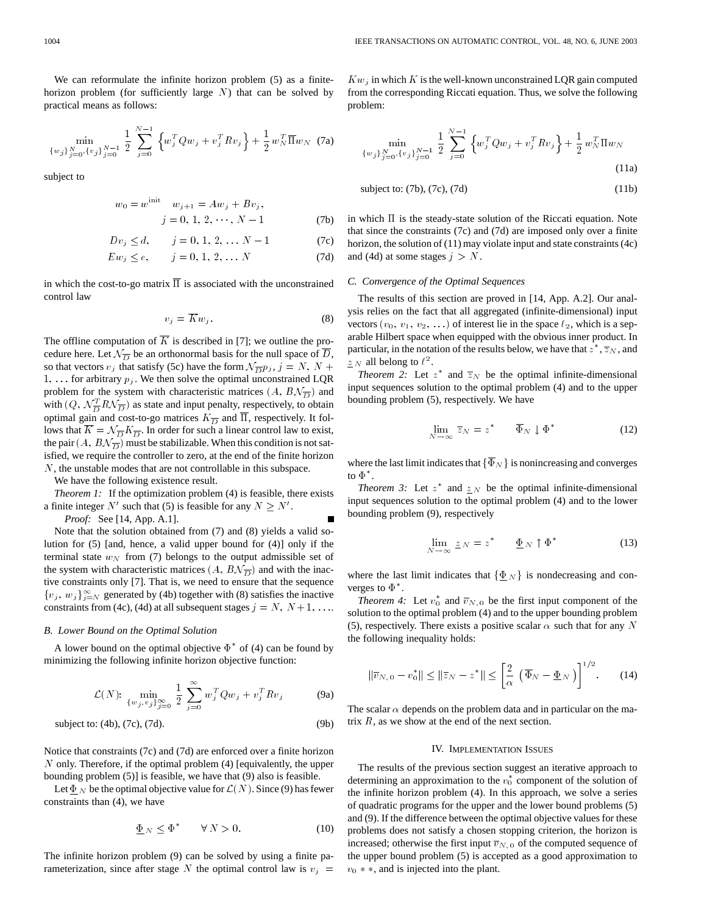We can reformulate the infinite horizon problem (5) as a finite-horizon problem (for sufficiently large $N$) that can be solved by practical means as follows:

$$\min_{\{w_j\}_{j=0}^{N},\{v_j\}_{j=0}^{N-1}} \frac{1}{2}\sum_{j=0}^{N-1}\left\{w_j^T Q w_j + v_j^T R v_j\right\} + \frac{1}{2} w_N^T \overline{\Pi} w_N \tag{7a}$$

subject to

$$w_0 = w^{\text{init}} \quad w_{j+1} = A w_j + B v_j, \quad j = 0, 1, 2, \cdots, N-1 \tag{7b}$$

$$D v_j \le d, \qquad j = 0, 1, 2, \ldots N-1 \tag{7c}$$

$$E w_j \le e, \qquad j = 0, 1, 2, \ldots N \tag{7d}$$

in which the cost-to-go matrix $\overline{\Pi}$ is associated with the unconstrained control law

$$v_j = \overline{K} w_j. \tag{8}$$

The offline computation of $\overline{K}$ is described in [7]; we outline the procedure here. Let $\mathcal{N}_{\overline{D}}$ be an orthonormal basis for the null space of $\overline{D}$, so that vectors $v_j$ that satisfy (5c) have the form $\mathcal{N}_{\overline{D}} p_j$, $j = N, N+1, \ldots$ for arbitrary $p_j$. We then solve the optimal unconstrained LQR problem for the system with characteristic matrices $(A, B\mathcal{N}_{\overline{D}})$ and with $(Q, \mathcal{N}_{\overline{D}}^T R \mathcal{N}_{\overline{D}})$ as state and input penalty, respectively, to obtain optimal gain and cost-to-go matrices $K_{\overline{D}}$ and $\overline{\Pi}$, respectively. It follows that $\overline{K} = \mathcal{N}_{\overline{D}} K_{\overline{D}}$. In order for such a linear control law to exist, the pair $(A, B\mathcal{N}_{\overline{D}})$ must be stabilizable. When this condition is not satisfied, we require the controller to zero, at the end of the finite horizon $N$, the unstable modes that are not controllable in this subspace.

We have the following existence result.

*Theorem 1:* If the optimization problem (4) is feasible, there exists a finite integer $N'$ such that (5) is feasible for any $N \ge N'$.

*Proof:* See [14, App. A.1]. ∎

Note that the solution obtained from (7) and (8) yields a valid solution for (5) [and, hence, a valid upper bound for (4)] only if the terminal state $w_N$ from (7) belongs to the output admissible set of the system with characteristic matrices $(A, B\mathcal{N}_{\overline{D}})$ and with the inactive constraints only [7]. That is, we need to ensure that the sequence $\{v_j, w_j\}_{j=N}^{\infty}$ generated by (4b) together with (8) satisfies the inactive constraints from (4c), (4d) at all subsequent stages $j = N, N+1, \ldots$.

### B. Lower Bound on the Optimal Solution

A lower bound on the optimal objective $\Phi^*$ of (4) can be found by minimizing the following infinite horizon objective function:

$$\mathcal{L}(N)\text{:} \min_{\{w_j, v_j\}_{j=0}^{\infty}} \frac{1}{2}\sum_{j=0}^{\infty} w_j^T Q w_j + v_j^T R v_j \tag{9a}$$

$$\text{subject to: (4b), (7c), (7d).} \tag{9b}$$

Notice that constraints (7c) and (7d) are enforced over a finite horizon $N$ only. Therefore, if the optimal problem (4) [equivalently, the upper bounding problem (5)] is feasible, we have that (9) also is feasible.

Let $\underline{\Phi}_N$ be the optimal objective value for $\mathcal{L}(N)$. Since (9) has fewer constraints than (4), we have

$$\underline{\Phi}_N \le \Phi^* \qquad \forall N > 0. \tag{10}$$

The infinite horizon problem (9) can be solved by using a finite parameterization, since after stage $N$ the optimal control law is $v_j = K w_j$ in which $K$ is the well-known unconstrained LQR gain computed from the corresponding Riccati equation. Thus, we solve the following problem:

$$\min_{\{w_j\}_{j=0}^{N},\{v_j\}_{j=0}^{N-1}} \frac{1}{2}\sum_{j=0}^{N-1}\left\{w_j^T Q w_j + v_j^T R v_j\right\} + \frac{1}{2} w_N^T \Pi w_N \tag{11a}$$

$$\text{subject to: (7b), (7c), (7d)} \tag{11b}$$

in which $\Pi$ is the steady-state solution of the Riccati equation. Note that since the constraints (7c) and (7d) are imposed only over a finite horizon, the solution of (11) may violate input and state constraints (4c) and (4d) at some stages $j > N$.

### C. Convergence of the Optimal Sequences

The results of this section are proved in [14, App. A.2]. Our analysis relies on the fact that all aggregated (infinite-dimensional) input vectors $(v_0, v_1, v_2, \ldots)$ of interest lie in the space $\ell_2$, which is a separable Hilbert space when equipped with the obvious inner product. In particular, in the notation of the results below, we have that $z^*$, $\overline{z}_N$, and $\underline{z}_N$ all belong to $\ell^2$.

*Theorem 2:* Let $z^*$ and $\overline{z}_N$ be the optimal infinite-dimensional input sequences solution to the optimal problem (4) and to the upper bounding problem (5), respectively. We have

$$\lim_{N\to\infty} \overline{z}_N = z^* \qquad \overline{\Phi}_N \downarrow \Phi^* \tag{12}$$

where the last limit indicates that $\{\overline{\Phi}_N\}$ is nonincreasing and converges to $\Phi^*$.

*Theorem 3:* Let $z^*$ and $\underline{z}_N$ be the optimal infinite-dimensional input sequences solution to the optimal problem (4) and to the lower bounding problem (9), respectively

$$\lim_{N\to\infty} \underline{z}_N = z^* \qquad \underline{\Phi}_N \uparrow \Phi^* \tag{13}$$

where the last limit indicates that $\{\underline{\Phi}_N\}$ is nondecreasing and converges to $\Phi^*$.

*Theorem 4:* Let $v_0^*$ and $\overline{v}_{N,0}$ be the first input component of the solution to the optimal problem (4) and to the upper bounding problem (5), respectively. There exists a positive scalar $\alpha$ such that for any $N$ the following inequality holds:

$$\|\overline{v}_{N,0} - v_0^*\| \le \|\overline{z}_N - z^*\| \le \left[\frac{2}{\alpha}\left(\overline{\Phi}_N - \underline{\Phi}_N\right)\right]^{1/2}. \tag{14}$$

The scalar $\alpha$ depends on the problem data and in particular on the matrix $R$, as we show at the end of the next section.

## IV. Implementation Issues

The results of the previous section suggest an iterative approach to determining an approximation to the $v_0^*$ component of the solution of the infinite horizon problem (4). In this approach, we solve a series of quadratic programs for the upper and the lower bound problems (5) and (9). If the difference between the optimal objective values for these problems does not satisfy a chosen stopping criterion, the horizon is increased; otherwise the first input $\overline{v}_{N,0}$ of the computed sequence of the upper bound problem (5) is accepted as a good approximation to $v_0**$, and is injected into the plant.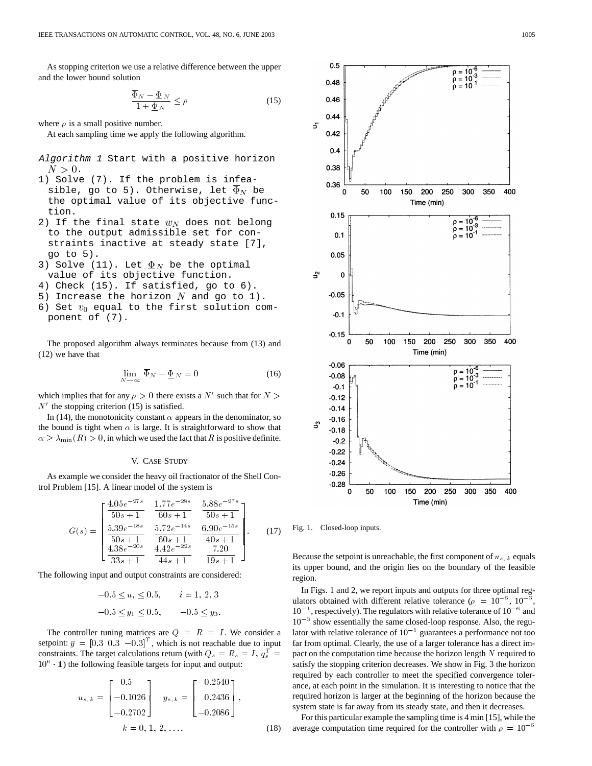As stopping criterion we use a relative difference between the upper and the lower bound solution

$$\frac{\overline{\Phi}_N - \underline{\Phi}_N}{1 + \underline{\Phi}_N} \leq \rho \tag{15}$$

where $\rho$ is a small positive number.

At each sampling time we apply the following algorithm.

*Algorithm 1* Start with a positive horizon $N > 0$.

1) Solve (7). If the problem is infeasible, go to 5). Otherwise, let $\overline{\Phi}_N$ be the optimal value of its objective function.
2) If the final state $w_N$ does not belong to the output admissible set for constraints inactive at steady state [7], go to 5).
3) Solve (11). Let $\underline{\Phi}_N$ be the optimal value of its objective function.
4) Check (15). If satisfied, go to 6).
5) Increase the horizon $N$ and go to 1).
6) Set $v_0$ equal to the first solution component of (7).

The proposed algorithm always terminates because from (13) and (12) we have that

$$\lim_{N \to \infty} \overline{\Phi}_N - \underline{\Phi}_N = 0 \tag{16}$$

which implies that for any $\rho > 0$ there exists a $N'$ such that for $N > N'$ the stopping criterion (15) is satisfied.

In (14), the monotonicity constant $\alpha$ appears in the denominator, so the bound is tight when $\alpha$ is large. It is straightforward to show that $\alpha \geq \lambda_{\min}(R) > 0$, in which we used the fact that $R$ is positive definite.

## V. Case Study

As example we consider the heavy oil fractionator of the Shell Control Problem [15]. A linear model of the system is

$$G(s) = \begin{bmatrix} \frac{4.05e^{-27s}}{50s+1} & \frac{1.77e^{-28s}}{60s+1} & \frac{5.88e^{-27s}}{50s+1} \\ \frac{5.39e^{-18s}}{50s+1} & \frac{5.72e^{-14s}}{60s+1} & \frac{6.90e^{-15s}}{40s+1} \\ \frac{4.38e^{-20s}}{33s+1} & \frac{4.42e^{-22s}}{44s+1} & \frac{7.20}{19s+1} \end{bmatrix}. \tag{17}$$

The following input and output constraints are considered:

$$-0.5 \leq u_i \leq 0.5, \qquad i = 1, 2, 3$$
$$-0.5 \leq y_1 \leq 0.5, \qquad -0.5 \leq y_3.$$

The controller tuning matrices are $Q = R = I$. We consider a setpoint: $\overline{y} = [0.3 \;\; 0.3 \;\; -0.3]^T$, which is not reachable due to input constraints. The target calculations return (with $Q_s = R_s = I$, $q_s^T = 10^6 \cdot \mathbf{1}$) the following feasible targets for input and output:

$$u_{s,k} = \begin{bmatrix} 0.5 \\ -0.1026 \\ -0.2702 \end{bmatrix} \quad y_{s,k} = \begin{bmatrix} 0.2540 \\ 0.2436 \\ -0.2086 \end{bmatrix},$$
$$k = 0, 1, 2, \ldots. \tag{18}$$

Fig. 1. Closed-loop inputs.

Because the setpoint is unreachable, the first component of $u_{s,k}$ equals its upper bound, and the origin lies on the boundary of the feasible region.

In Figs. 1 and 2, we report inputs and outputs for three optimal regulators obtained with different relative tolerance ($\rho = 10^{-6}$, $10^{-3}$, $10^{-1}$, respectively). The regulators with relative tolerance of $10^{-6}$ and $10^{-3}$ show essentially the same closed-loop response. Also, the regulator with relative tolerance of $10^{-1}$ guarantees a performance not too far from optimal. Clearly, the use of a larger tolerance has a direct impact on the computation time because the horizon length $N$ required to satisfy the stopping criterion decreases. We show in Fig. 3 the horizon required by each controller to meet the specified convergence tolerance, at each point in the simulation. It is interesting to notice that the required horizon is larger at the beginning of the horizon because the system state is far away from its steady state, and then it decreases.

For this particular example the sampling time is 4 min [15], while the average computation time required for the controller with $\rho = 10^{-6}$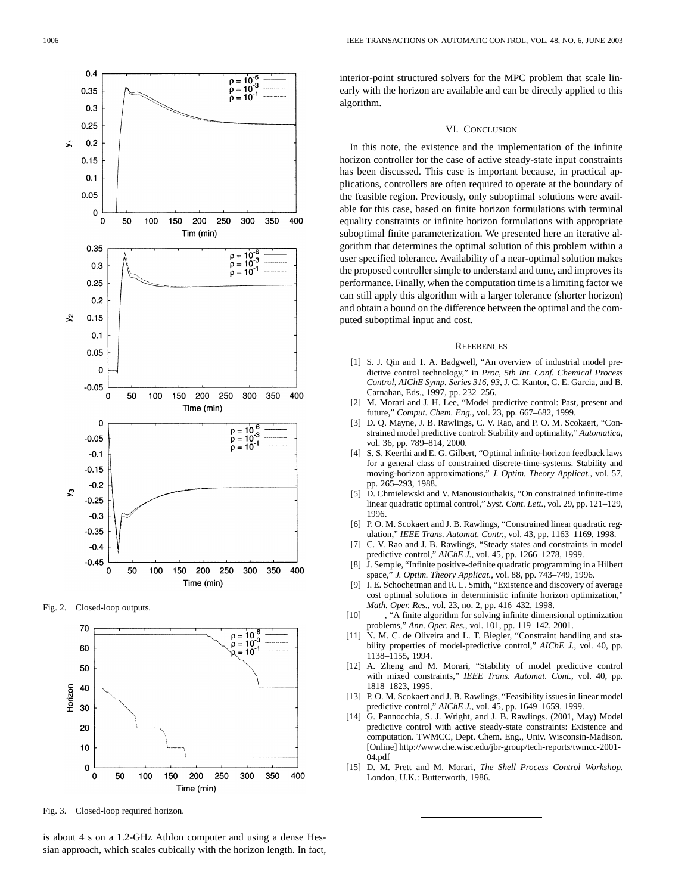ρ = 10^-6
ρ = 10^-3
ρ = 10^-1

0.4
0.35
0.3
0.25
0.2
0.15
0.1
0.05
0

$y_1$

0 50 100 150 200 250 300 350 400

Tim (min)

0.35
0.3
0.25
0.2
0.15
0.1
0.05
0
-0.05

$y_2$

0 50 100 150 200 250 300 350 400

Time (min)

0
-0.05
-0.1
-0.15
-0.2
-0.25
-0.3
-0.35
-0.4
-0.45

$y_3$

0 50 100 150 200 250 300 350 400

Time (min)

Fig. 2. Closed-loop outputs.

ρ = 10^-6
ρ = 10^-3
ρ = 10^-1

70
60
50
40
30
20
10
0

Horizon

0 50 100 150 200 250 300 350 400

Time (min)

Fig. 3. Closed-loop required horizon.

is about 4 s on a 1.2-GHz Athlon computer and using a dense Hessian approach, which scales cubically with the horizon length. In fact, interior-point structured solvers for the MPC problem that scale linearly with the horizon are available and can be directly applied to this algorithm.

## VI. Conclusion

In this note, the existence and the implementation of the infinite horizon controller for the case of active steady-state input constraints has been discussed. This case is important because, in practical applications, controllers are often required to operate at the boundary of the feasible region. Previously, only suboptimal solutions were available for this case, based on finite horizon formulations with terminal equality constraints or infinite horizon formulations with appropriate suboptimal finite parameterization. We presented here an iterative algorithm that determines the optimal solution of this problem within a user specified tolerance. Availability of a near-optimal solution makes the proposed controller simple to understand and tune, and improves its performance. Finally, when the computation time is a limiting factor we can still apply this algorithm with a larger tolerance (shorter horizon) and obtain a bound on the difference between the optimal and the computed suboptimal input and cost.

## References

[1] S. J. Qin and T. A. Badgwell, "An overview of industrial model predictive control technology," in *Proc, 5th Int. Conf. Chemical Process Control, AIChE Symp. Series 316, 93*, J. C. Kantor, C. E. Garcia, and B. Carnahan, Eds., 1997, pp. 232–256.

[2] M. Morari and J. H. Lee, "Model predictive control: Past, present and future," *Comput. Chem. Eng.*, vol. 23, pp. 667–682, 1999.

[3] D. Q. Mayne, J. B. Rawlings, C. V. Rao, and P. O. M. Scokaert, "Constrained model predictive control: Stability and optimality," *Automatica*, vol. 36, pp. 789–814, 2000.

[4] S. S. Keerthi and E. G. Gilbert, "Optimal infinite-horizon feedback laws for a general class of constrained discrete-time-systems. Stability and moving-horizon approximations," *J. Optim. Theory Applicat.*, vol. 57, pp. 265–293, 1988.

[5] D. Chmielewski and V. Manousiouthakis, "On constrained infinite-time linear quadratic optimal control," *Syst. Cont. Lett.*, vol. 29, pp. 121–129, 1996.

[6] P. O. M. Scokaert and J. B. Rawlings, "Constrained linear quadratic regulation," *IEEE Trans. Automat. Contr.*, vol. 43, pp. 1163–1169, 1998.

[7] C. V. Rao and J. B. Rawlings, "Steady states and constraints in model predictive control," *AIChE J.*, vol. 45, pp. 1266–1278, 1999.

[8] J. Semple, "Infinite positive-definite quadratic programming in a Hilbert space," *J. Optim. Theory Applicat.*, vol. 88, pp. 743–749, 1996.

[9] I. E. Schochetman and R. L. Smith, "Existence and discovery of average cost optimal solutions in deterministic infinite horizon optimization," *Math. Oper. Res.*, vol. 23, no. 2, pp. 416–432, 1998.

[10] ——, "A finite algorithm for solving infinite dimensional optimization problems," *Ann. Oper. Res.*, vol. 101, pp. 119–142, 2001.

[11] N. M. C. de Oliveira and L. T. Biegler, "Constraint handling and stability properties of model-predictive control," *AIChE J.*, vol. 40, pp. 1138–1155, 1994.

[12] A. Zheng and M. Morari, "Stability of model predictive control with mixed constraints," *IEEE Trans. Automat. Cont.*, vol. 40, pp. 1818–1823, 1995.

[13] P. O. M. Scokaert and J. B. Rawlings, "Feasibility issues in linear model predictive control," *AIChE J.*, vol. 45, pp. 1649–1659, 1999.

[14] G. Pannocchia, S. J. Wright, and J. B. Rawlings. (2001, May) Model predictive control with active steady-state constraints: Existence and computation. TWMCC, Dept. Chem. Eng., Univ. Wisconsin-Madison. [Online] http://www.che.wisc.edu/jbr-group/tech-reports/twmcc-2001-04.pdf

[15] D. M. Prett and M. Morari, *The Shell Process Control Workshop*. London, U.K.: Butterworth, 1986.